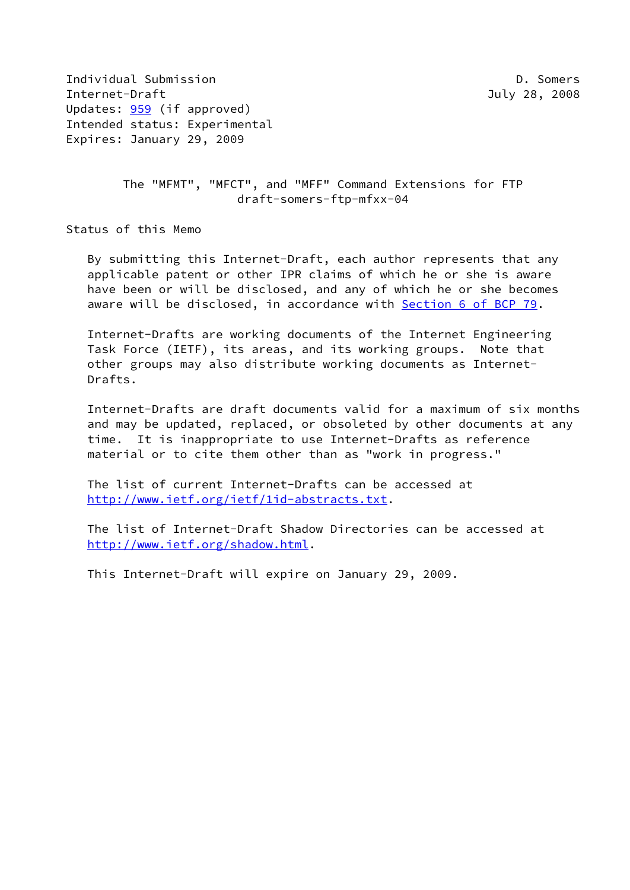Individual Submission D. Somers
Internet-Draft July 28, 2008
Updates: 959 (if approved)
Intended status: Experimental
Expires: January 29, 2009

# The "MFMT", "MFCT", and "MFF" Command Extensions for FTP
draft-somers-ftp-mfxx-04

## Status of this Memo

By submitting this Internet-Draft, each author represents that any applicable patent or other IPR claims of which he or she is aware have been or will be disclosed, and any of which he or she becomes aware will be disclosed, in accordance with Section 6 of BCP 79.

Internet-Drafts are working documents of the Internet Engineering Task Force (IETF), its areas, and its working groups. Note that other groups may also distribute working documents as Internet-Drafts.

Internet-Drafts are draft documents valid for a maximum of six months and may be updated, replaced, or obsoleted by other documents at any time. It is inappropriate to use Internet-Drafts as reference material or to cite them other than as "work in progress."

The list of current Internet-Drafts can be accessed at http://www.ietf.org/ietf/1id-abstracts.txt.

The list of Internet-Draft Shadow Directories can be accessed at http://www.ietf.org/shadow.html.

This Internet-Draft will expire on January 29, 2009.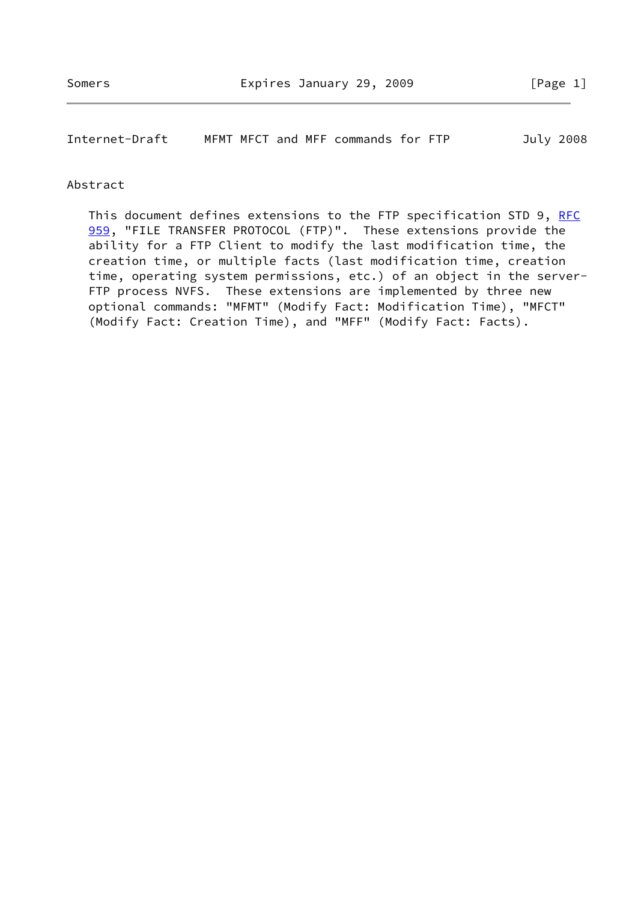## Abstract

This document defines extensions to the FTP specification STD 9, RFC 959, "FILE TRANSFER PROTOCOL (FTP)". These extensions provide the ability for a FTP Client to modify the last modification time, the creation time, or multiple facts (last modification time, creation time, operating system permissions, etc.) of an object in the server-FTP process NVFS. These extensions are implemented by three new optional commands: "MFMT" (Modify Fact: Modification Time), "MFCT" (Modify Fact: Creation Time), and "MFF" (Modify Fact: Facts).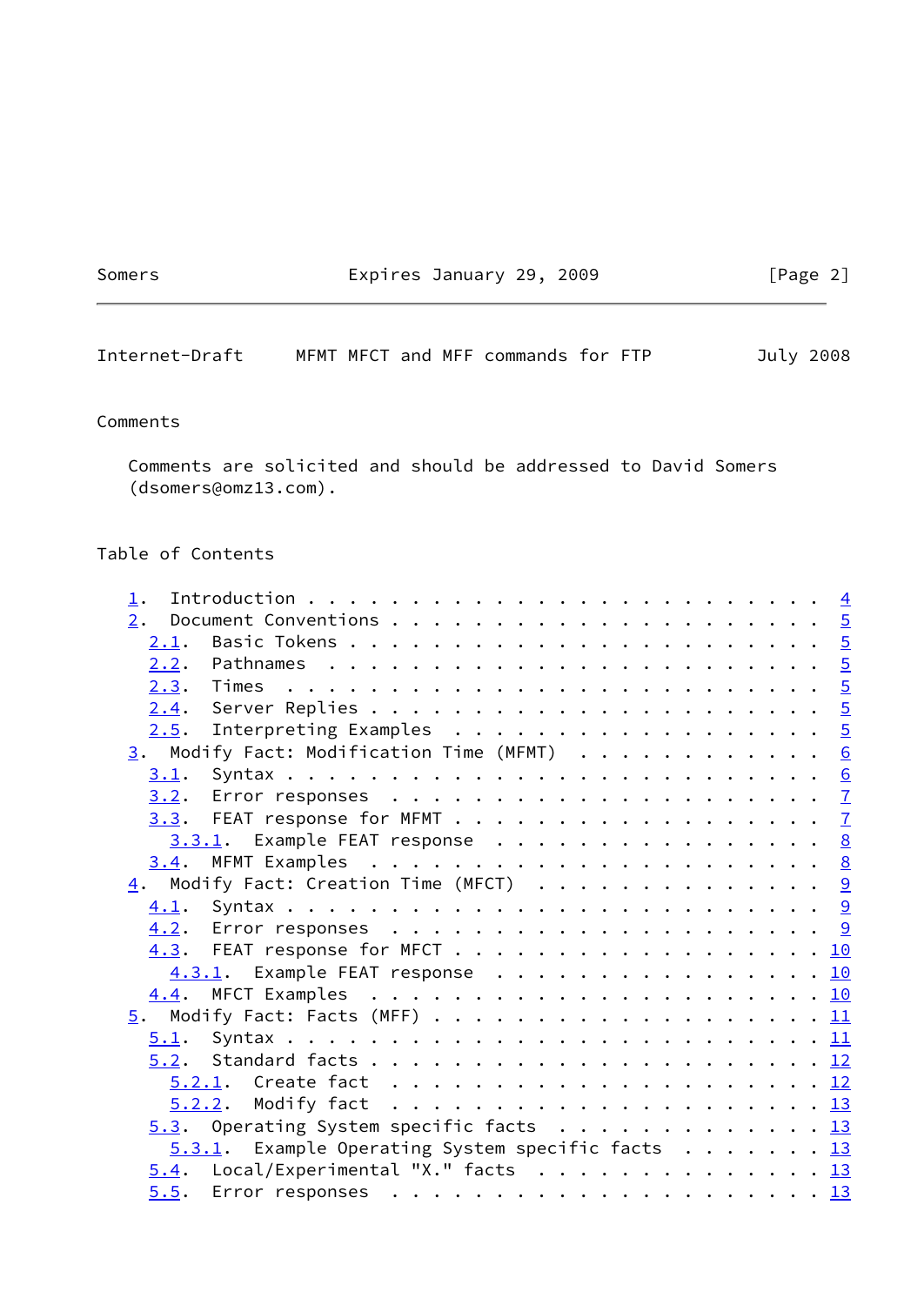## Comments

Comments are solicited and should be addressed to David Somers (dsomers@omz13.com).

## Table of Contents

```
1.  Introduction . . . . . . . . . . . . . . . . . . . . . . . .  4
2.  Document Conventions . . . . . . . . . . . . . . . . . . . .  5
  2.1.  Basic Tokens . . . . . . . . . . . . . . . . . . . . . .  5
  2.2.  Pathnames  . . . . . . . . . . . . . . . . . . . . . . .  5
  2.3.  Times  . . . . . . . . . . . . . . . . . . . . . . . . .  5
  2.4.  Server Replies . . . . . . . . . . . . . . . . . . . . .  5
  2.5.  Interpreting Examples  . . . . . . . . . . . . . . . . .  5
3.  Modify Fact: Modification Time (MFMT)  . . . . . . . . . . .  6
  3.1.  Syntax . . . . . . . . . . . . . . . . . . . . . . . . .  6
  3.2.  Error responses  . . . . . . . . . . . . . . . . . . . .  7
  3.3.  FEAT response for MFMT . . . . . . . . . . . . . . . . .  7
    3.3.1.  Example FEAT response  . . . . . . . . . . . . . . .  8
  3.4.  MFMT Examples  . . . . . . . . . . . . . . . . . . . . .  8
4.  Modify Fact: Creation Time (MFCT)  . . . . . . . . . . . . .  9
  4.1.  Syntax . . . . . . . . . . . . . . . . . . . . . . . . .  9
  4.2.  Error responses  . . . . . . . . . . . . . . . . . . . .  9
  4.3.  FEAT response for MFCT . . . . . . . . . . . . . . . . . 10
    4.3.1.  Example FEAT response  . . . . . . . . . . . . . . . 10
  4.4.  MFCT Examples  . . . . . . . . . . . . . . . . . . . . . 10
5.  Modify Fact: Facts (MFF) . . . . . . . . . . . . . . . . . . 11
  5.1.  Syntax . . . . . . . . . . . . . . . . . . . . . . . . . 11
  5.2.  Standard facts . . . . . . . . . . . . . . . . . . . . . 12
    5.2.1.  Create fact  . . . . . . . . . . . . . . . . . . . . 12
    5.2.2.  Modify fact  . . . . . . . . . . . . . . . . . . . . 13
  5.3.  Operating System specific facts  . . . . . . . . . . . . 13
    5.3.1.  Example Operating System specific facts  . . . . . . 13
  5.4.  Local/Experimental "X." facts  . . . . . . . . . . . . . 13
  5.5.  Error responses  . . . . . . . . . . . . . . . . . . . . 13
```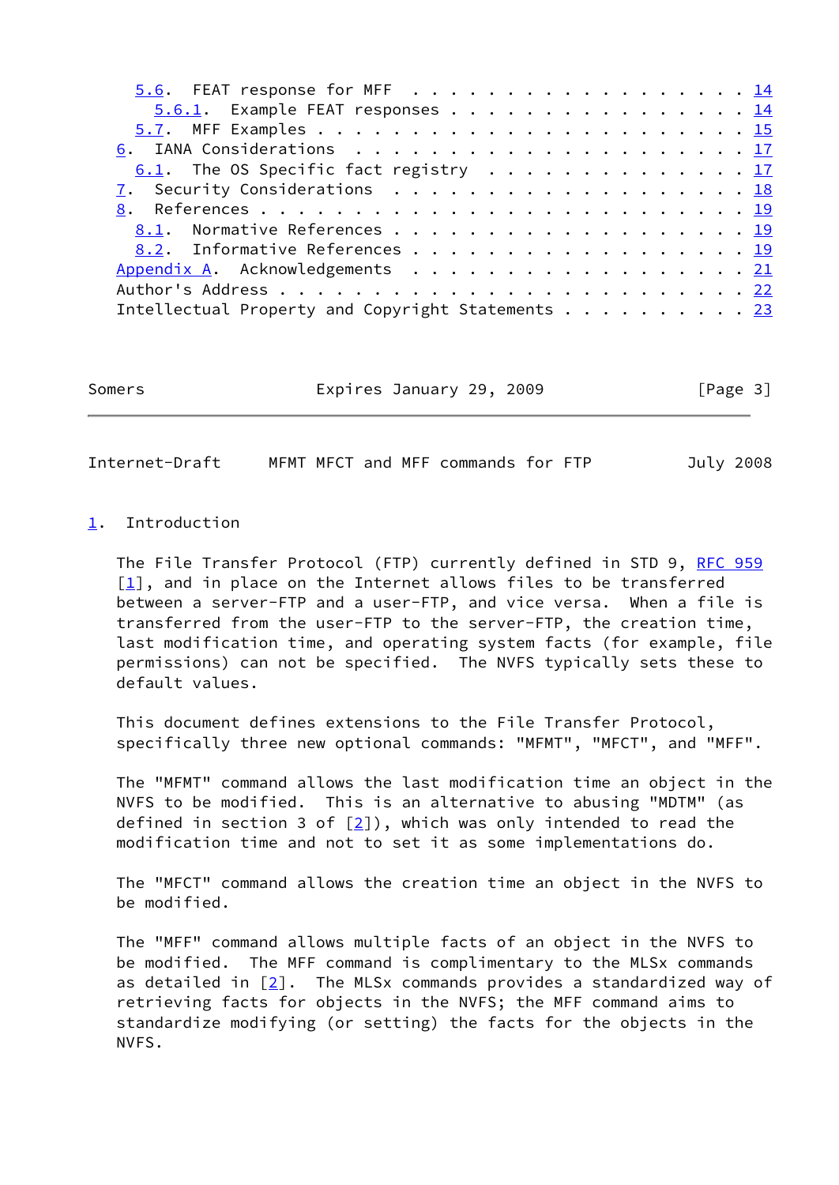5.6. FEAT response for MFF . . . . . . . . . . . . . . . . . . 14
     5.6.1. Example FEAT responses . . . . . . . . . . . . . . . . 14
   5.7. MFF Examples . . . . . . . . . . . . . . . . . . . . . . . 15
6. IANA Considerations . . . . . . . . . . . . . . . . . . . . . 17
   6.1. The OS Specific fact registry . . . . . . . . . . . . . . 17
7. Security Considerations . . . . . . . . . . . . . . . . . . . 18
8. References . . . . . . . . . . . . . . . . . . . . . . . . . . 19
   8.1. Normative References . . . . . . . . . . . . . . . . . . . 19
   8.2. Informative References . . . . . . . . . . . . . . . . . . 19
Appendix A. Acknowledgements . . . . . . . . . . . . . . . . . . . 21
Author's Address . . . . . . . . . . . . . . . . . . . . . . . . . 22
Intellectual Property and Copyright Statements . . . . . . . . . . 23

## 1. Introduction

The File Transfer Protocol (FTP) currently defined in STD 9, RFC 959 [1], and in place on the Internet allows files to be transferred between a server-FTP and a user-FTP, and vice versa. When a file is transferred from the user-FTP to the server-FTP, the creation time, last modification time, and operating system facts (for example, file permissions) can not be specified. The NVFS typically sets these to default values.

This document defines extensions to the File Transfer Protocol, specifically three new optional commands: "MFMT", "MFCT", and "MFF".

The "MFMT" command allows the last modification time an object in the NVFS to be modified. This is an alternative to abusing "MDTM" (as defined in section 3 of [2]), which was only intended to read the modification time and not to set it as some implementations do.

The "MFCT" command allows the creation time an object in the NVFS to be modified.

The "MFF" command allows multiple facts of an object in the NVFS to be modified. The MFF command is complimentary to the MLSx commands as detailed in [2]. The MLSx commands provides a standardized way of retrieving facts for objects in the NVFS; the MFF command aims to standardize modifying (or setting) the facts for the objects in the NVFS.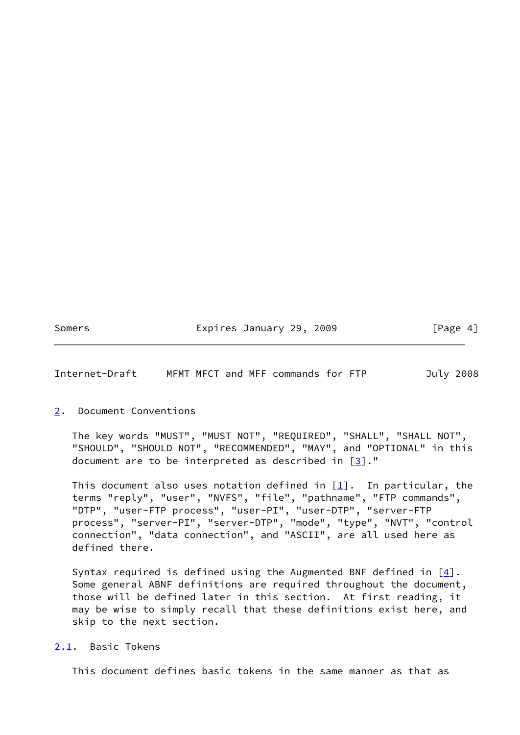## 2. Document Conventions

The key words "MUST", "MUST NOT", "REQUIRED", "SHALL", "SHALL NOT", "SHOULD", "SHOULD NOT", "RECOMMENDED", "MAY", and "OPTIONAL" in this document are to be interpreted as described in [3]."

This document also uses notation defined in [1]. In particular, the terms "reply", "user", "NVFS", "file", "pathname", "FTP commands", "DTP", "user-FTP process", "user-PI", "user-DTP", "server-FTP process", "server-PI", "server-DTP", "mode", "type", "NVT", "control connection", "data connection", and "ASCII", are all used here as defined there.

Syntax required is defined using the Augmented BNF defined in [4]. Some general ABNF definitions are required throughout the document, those will be defined later in this section. At first reading, it may be wise to simply recall that these definitions exist here, and skip to the next section.

### 2.1. Basic Tokens

This document defines basic tokens in the same manner as that as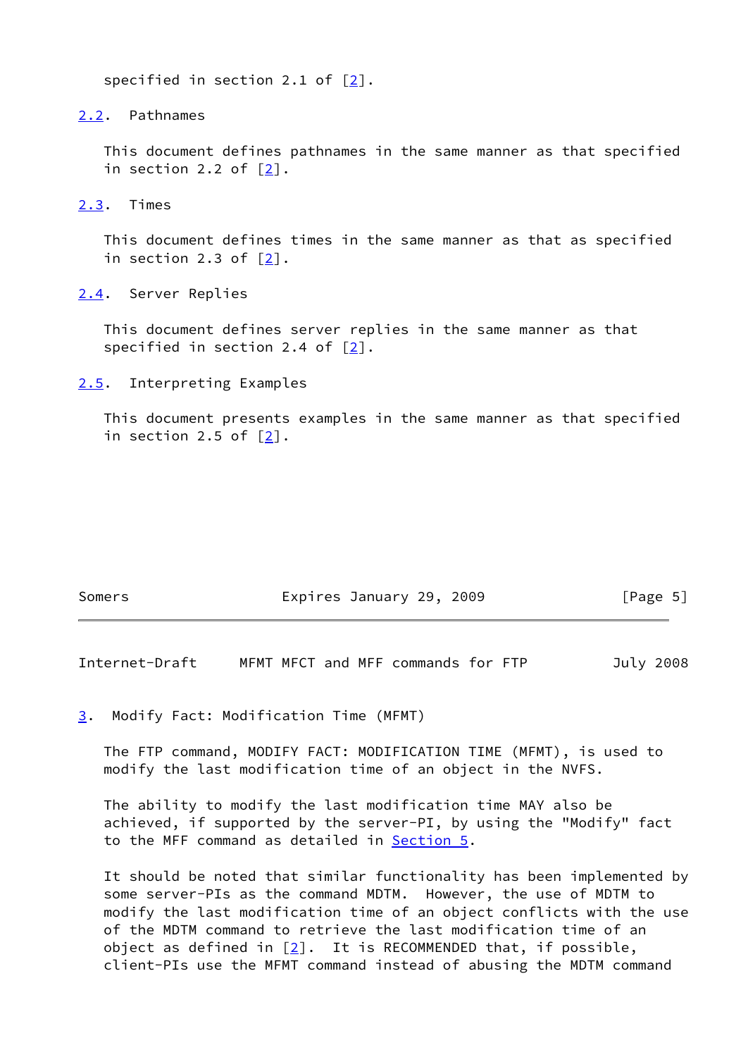specified in section 2.1 of [2].

### 2.2. Pathnames

This document defines pathnames in the same manner as that specified in section 2.2 of [2].

### 2.3. Times

This document defines times in the same manner as that as specified in section 2.3 of [2].

### 2.4. Server Replies

This document defines server replies in the same manner as that specified in section 2.4 of [2].

### 2.5. Interpreting Examples

This document presents examples in the same manner as that specified in section 2.5 of [2].

## 3. Modify Fact: Modification Time (MFMT)

The FTP command, MODIFY FACT: MODIFICATION TIME (MFMT), is used to modify the last modification time of an object in the NVFS.

The ability to modify the last modification time MAY also be achieved, if supported by the server-PI, by using the "Modify" fact to the MFF command as detailed in Section 5.

It should be noted that similar functionality has been implemented by some server-PIs as the command MDTM. However, the use of MDTM to modify the last modification time of an object conflicts with the use of the MDTM command to retrieve the last modification time of an object as defined in [2]. It is RECOMMENDED that, if possible, client-PIs use the MFMT command instead of abusing the MDTM command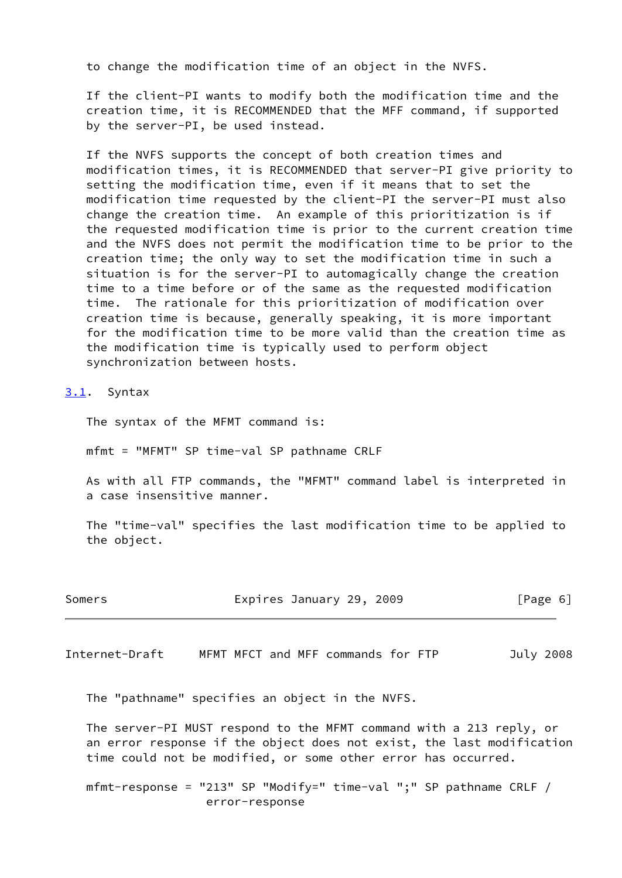to change the modification time of an object in the NVFS.

If the client-PI wants to modify both the modification time and the creation time, it is RECOMMENDED that the MFF command, if supported by the server-PI, be used instead.

If the NVFS supports the concept of both creation times and modification times, it is RECOMMENDED that server-PI give priority to setting the modification time, even if it means that to set the modification time requested by the client-PI the server-PI must also change the creation time. An example of this prioritization is if the requested modification time is prior to the current creation time and the NVFS does not permit the modification time to be prior to the creation time; the only way to set the modification time in such a situation is for the server-PI to automagically change the creation time to a time before or of the same as the requested modification time. The rationale for this prioritization of modification over creation time is because, generally speaking, it is more important for the modification time to be more valid than the creation time as the modification time is typically used to perform object synchronization between hosts.

### 3.1. Syntax

The syntax of the MFMT command is:

```
mfmt = "MFMT" SP time-val SP pathname CRLF
```

As with all FTP commands, the "MFMT" command label is interpreted in a case insensitive manner.

The "time-val" specifies the last modification time to be applied to the object.

The "pathname" specifies an object in the NVFS.

The server-PI MUST respond to the MFMT command with a 213 reply, or an error response if the object does not exist, the last modification time could not be modified, or some other error has occurred.

```
mfmt-response = "213" SP "Modify=" time-val ";" SP pathname CRLF /
                error-response
```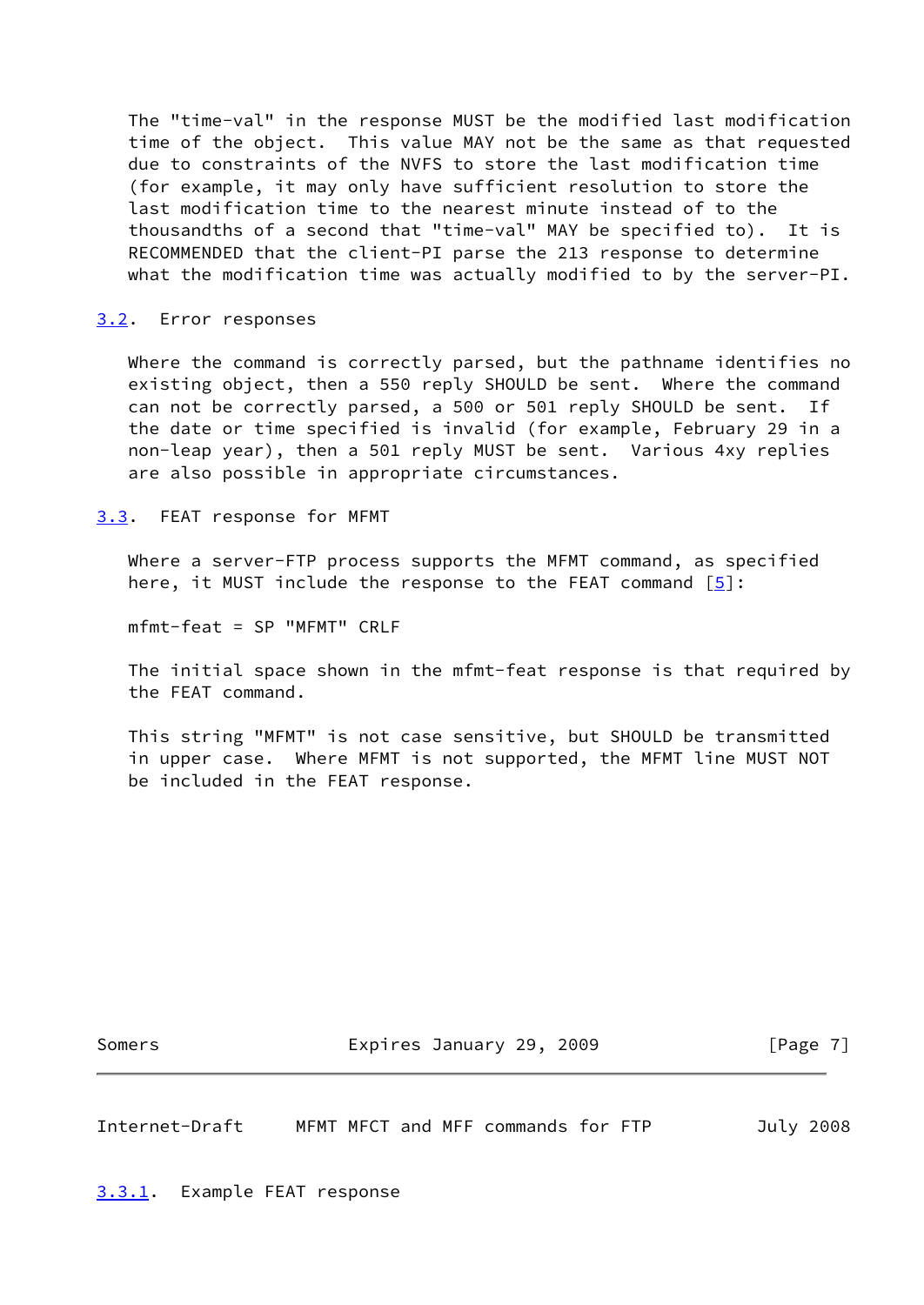The "time-val" in the response MUST be the modified last modification time of the object. This value MAY not be the same as that requested due to constraints of the NVFS to store the last modification time (for example, it may only have sufficient resolution to store the last modification time to the nearest minute instead of to the thousandths of a second that "time-val" MAY be specified to). It is RECOMMENDED that the client-PI parse the 213 response to determine what the modification time was actually modified to by the server-PI.

### 3.2. Error responses

Where the command is correctly parsed, but the pathname identifies no existing object, then a 550 reply SHOULD be sent. Where the command can not be correctly parsed, a 500 or 501 reply SHOULD be sent. If the date or time specified is invalid (for example, February 29 in a non-leap year), then a 501 reply MUST be sent. Various 4xy replies are also possible in appropriate circumstances.

### 3.3. FEAT response for MFMT

Where a server-FTP process supports the MFMT command, as specified here, it MUST include the response to the FEAT command [5]:

```
mfmt-feat = SP "MFMT" CRLF
```

The initial space shown in the mfmt-feat response is that required by the FEAT command.

This string "MFMT" is not case sensitive, but SHOULD be transmitted in upper case. Where MFMT is not supported, the MFMT line MUST NOT be included in the FEAT response.

#### 3.3.1. Example FEAT response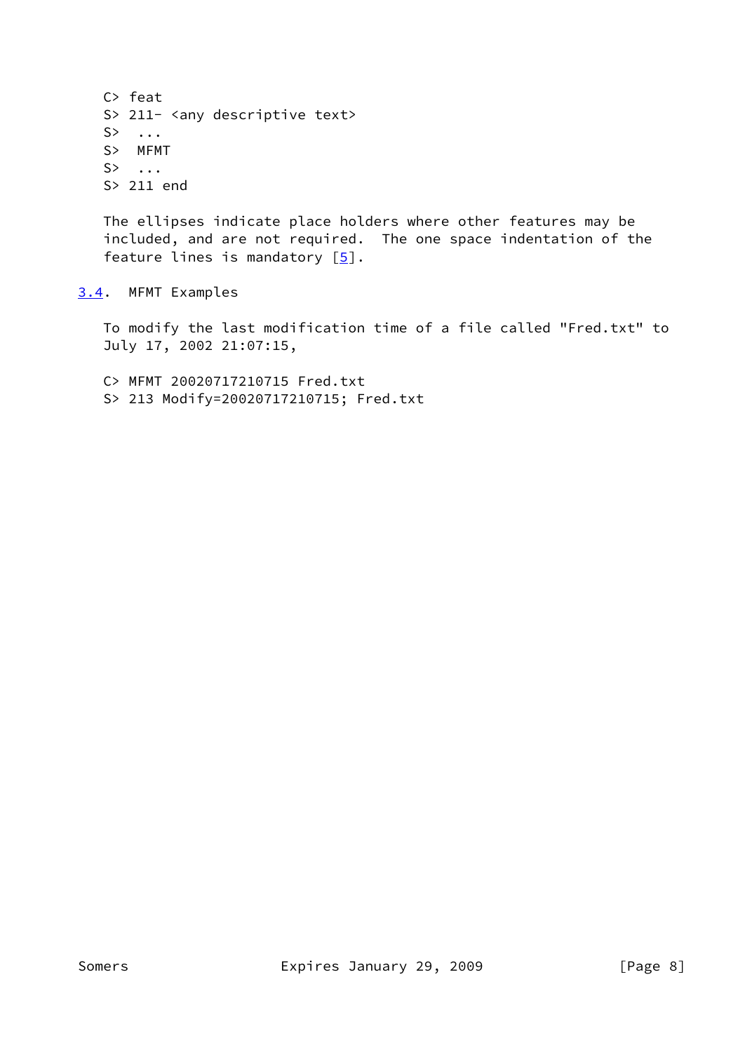```
C> feat
S> 211- <any descriptive text>
S>  ...
S>  MFMT
S>  ...
S> 211 end
```

The ellipses indicate place holders where other features may be included, and are not required. The one space indentation of the feature lines is mandatory [5].

## 3.4. MFMT Examples

To modify the last modification time of a file called "Fred.txt" to July 17, 2002 21:07:15,

```
C> MFMT 20020717210715 Fred.txt
S> 213 Modify=20020717210715; Fred.txt
```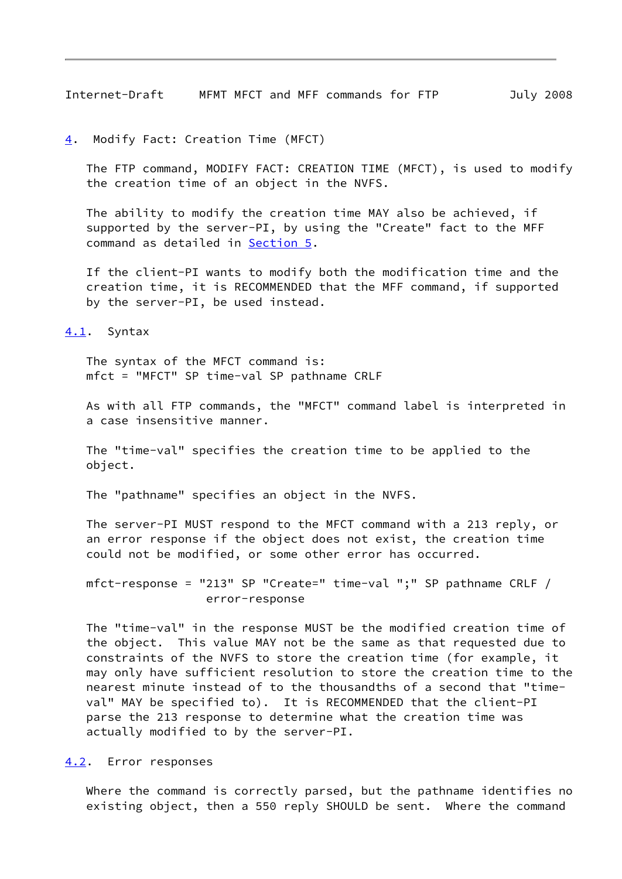## 4. Modify Fact: Creation Time (MFCT)

The FTP command, MODIFY FACT: CREATION TIME (MFCT), is used to modify the creation time of an object in the NVFS.

The ability to modify the creation time MAY also be achieved, if supported by the server-PI, by using the "Create" fact to the MFF command as detailed in Section 5.

If the client-PI wants to modify both the modification time and the creation time, it is RECOMMENDED that the MFF command, if supported by the server-PI, be used instead.

### 4.1. Syntax

The syntax of the MFCT command is:

```
mfct = "MFCT" SP time-val SP pathname CRLF
```

As with all FTP commands, the "MFCT" command label is interpreted in a case insensitive manner.

The "time-val" specifies the creation time to be applied to the object.

The "pathname" specifies an object in the NVFS.

The server-PI MUST respond to the MFCT command with a 213 reply, or an error response if the object does not exist, the creation time could not be modified, or some other error has occurred.

```
mfct-response = "213" SP "Create=" time-val ";" SP pathname CRLF /
                error-response
```

The "time-val" in the response MUST be the modified creation time of the object. This value MAY not be the same as that requested due to constraints of the NVFS to store the creation time (for example, it may only have sufficient resolution to store the creation time to the nearest minute instead of to the thousandths of a second that "time-val" MAY be specified to). It is RECOMMENDED that the client-PI parse the 213 response to determine what the creation time was actually modified to by the server-PI.

### 4.2. Error responses

Where the command is correctly parsed, but the pathname identifies no existing object, then a 550 reply SHOULD be sent. Where the command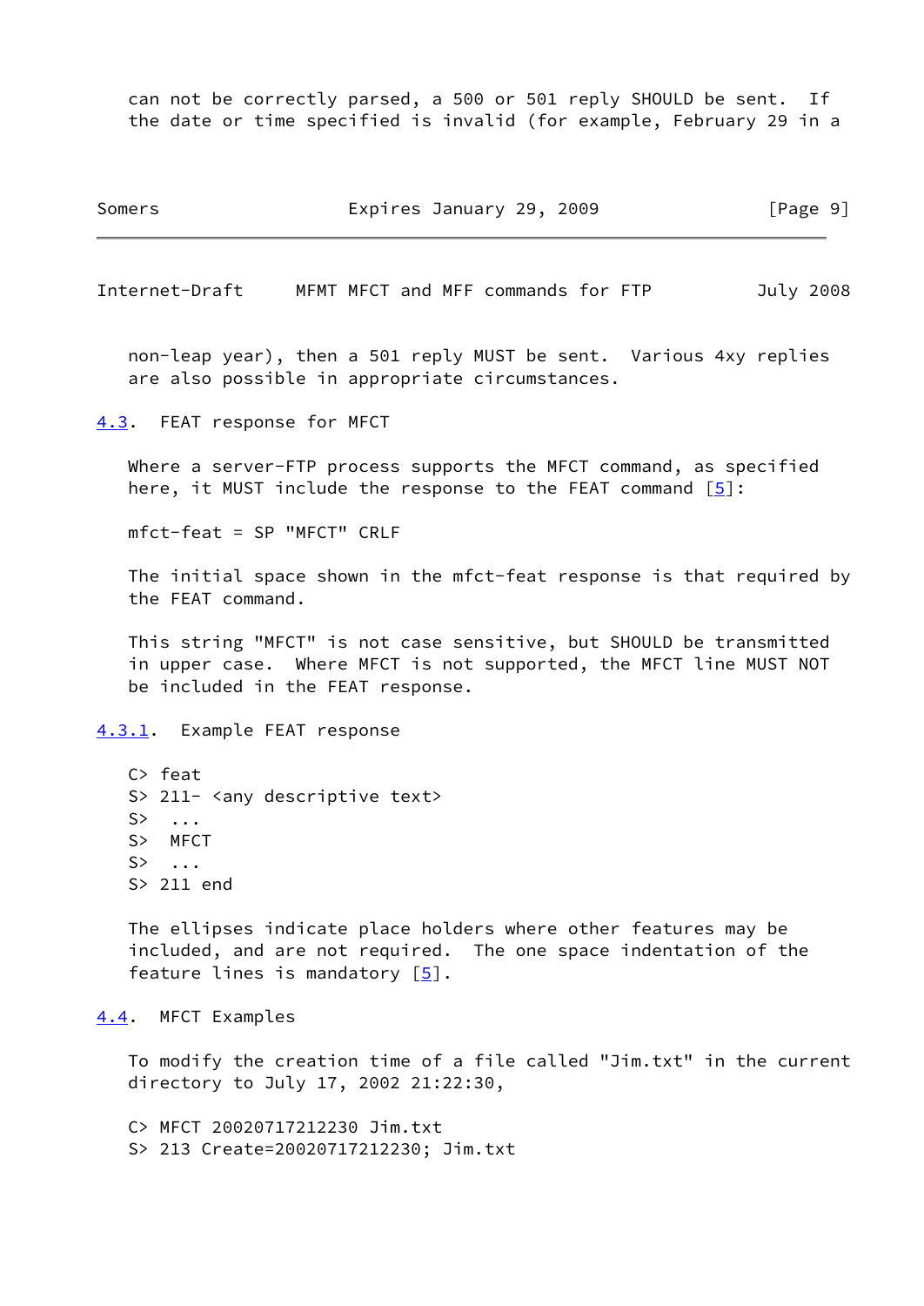can not be correctly parsed, a 500 or 501 reply SHOULD be sent. If the date or time specified is invalid (for example, February 29 in a non-leap year), then a 501 reply MUST be sent. Various 4xy replies are also possible in appropriate circumstances.

### 4.3. FEAT response for MFCT

Where a server-FTP process supports the MFCT command, as specified here, it MUST include the response to the FEAT command [5]:

```
mfct-feat = SP "MFCT" CRLF
```

The initial space shown in the mfct-feat response is that required by the FEAT command.

This string "MFCT" is not case sensitive, but SHOULD be transmitted in upper case. Where MFCT is not supported, the MFCT line MUST NOT be included in the FEAT response.

#### 4.3.1. Example FEAT response

```
C> feat
S> 211- <any descriptive text>
S>  ...
S>  MFCT
S>  ...
S> 211 end
```

The ellipses indicate place holders where other features may be included, and are not required. The one space indentation of the feature lines is mandatory [5].

### 4.4. MFCT Examples

To modify the creation time of a file called "Jim.txt" in the current directory to July 17, 2002 21:22:30,

```
C> MFCT 20020717212230 Jim.txt
S> 213 Create=20020717212230; Jim.txt
```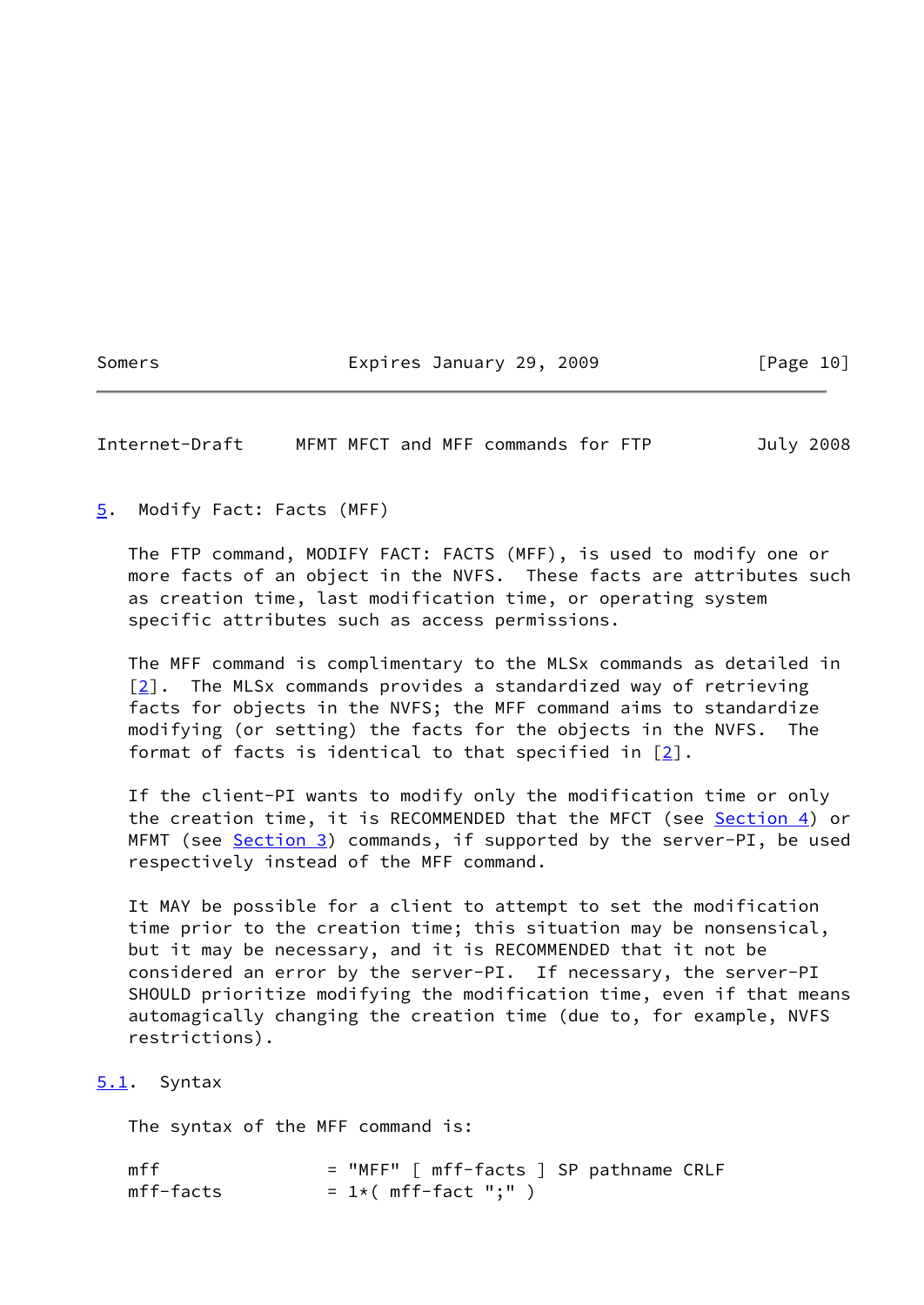## 5. Modify Fact: Facts (MFF)

The FTP command, MODIFY FACT: FACTS (MFF), is used to modify one or more facts of an object in the NVFS. These facts are attributes such as creation time, last modification time, or operating system specific attributes such as access permissions.

The MFF command is complimentary to the MLSx commands as detailed in [2]. The MLSx commands provides a standardized way of retrieving facts for objects in the NVFS; the MFF command aims to standardize modifying (or setting) the facts for the objects in the NVFS. The format of facts is identical to that specified in [2].

If the client-PI wants to modify only the modification time or only the creation time, it is RECOMMENDED that the MFCT (see Section 4) or MFMT (see Section 3) commands, if supported by the server-PI, be used respectively instead of the MFF command.

It MAY be possible for a client to attempt to set the modification time prior to the creation time; this situation may be nonsensical, but it may be necessary, and it is RECOMMENDED that it not be considered an error by the server-PI. If necessary, the server-PI SHOULD prioritize modifying the modification time, even if that means automagically changing the creation time (due to, for example, NVFS restrictions).

### 5.1. Syntax

The syntax of the MFF command is:

```
mff                = "MFF" [ mff-facts ] SP pathname CRLF
mff-facts          = 1*( mff-fact ";" )
```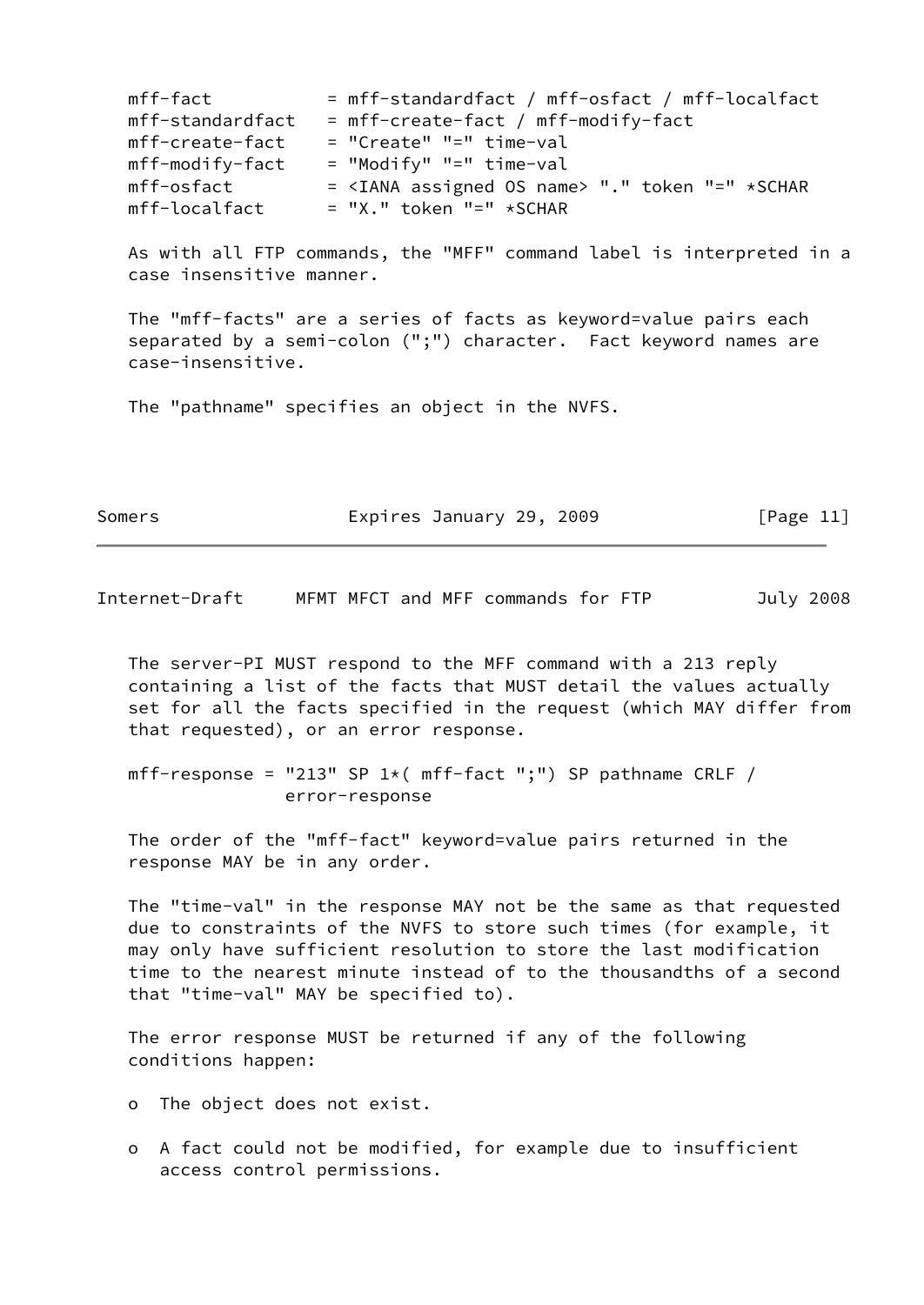```
mff-fact           = mff-standardfact / mff-osfact / mff-localfact
mff-standardfact   = mff-create-fact / mff-modify-fact
mff-create-fact    = "Create" "=" time-val
mff-modify-fact    = "Modify" "=" time-val
mff-osfact         = <IANA assigned OS name> "." token "=" *SCHAR
mff-localfact      = "X." token "=" *SCHAR
```

As with all FTP commands, the "MFF" command label is interpreted in a case insensitive manner.

The "mff-facts" are a series of facts as keyword=value pairs each separated by a semi-colon (";") character. Fact keyword names are case-insensitive.

The "pathname" specifies an object in the NVFS.

The server-PI MUST respond to the MFF command with a 213 reply containing a list of the facts that MUST detail the values actually set for all the facts specified in the request (which MAY differ from that requested), or an error response.

```
mff-response = "213" SP 1*( mff-fact ";") SP pathname CRLF /
               error-response
```

The order of the "mff-fact" keyword=value pairs returned in the response MAY be in any order.

The "time-val" in the response MAY not be the same as that requested due to constraints of the NVFS to store such times (for example, it may only have sufficient resolution to store the last modification time to the nearest minute instead of to the thousandths of a second that "time-val" MAY be specified to).

The error response MUST be returned if any of the following conditions happen:

- The object does not exist.
- A fact could not be modified, for example due to insufficient access control permissions.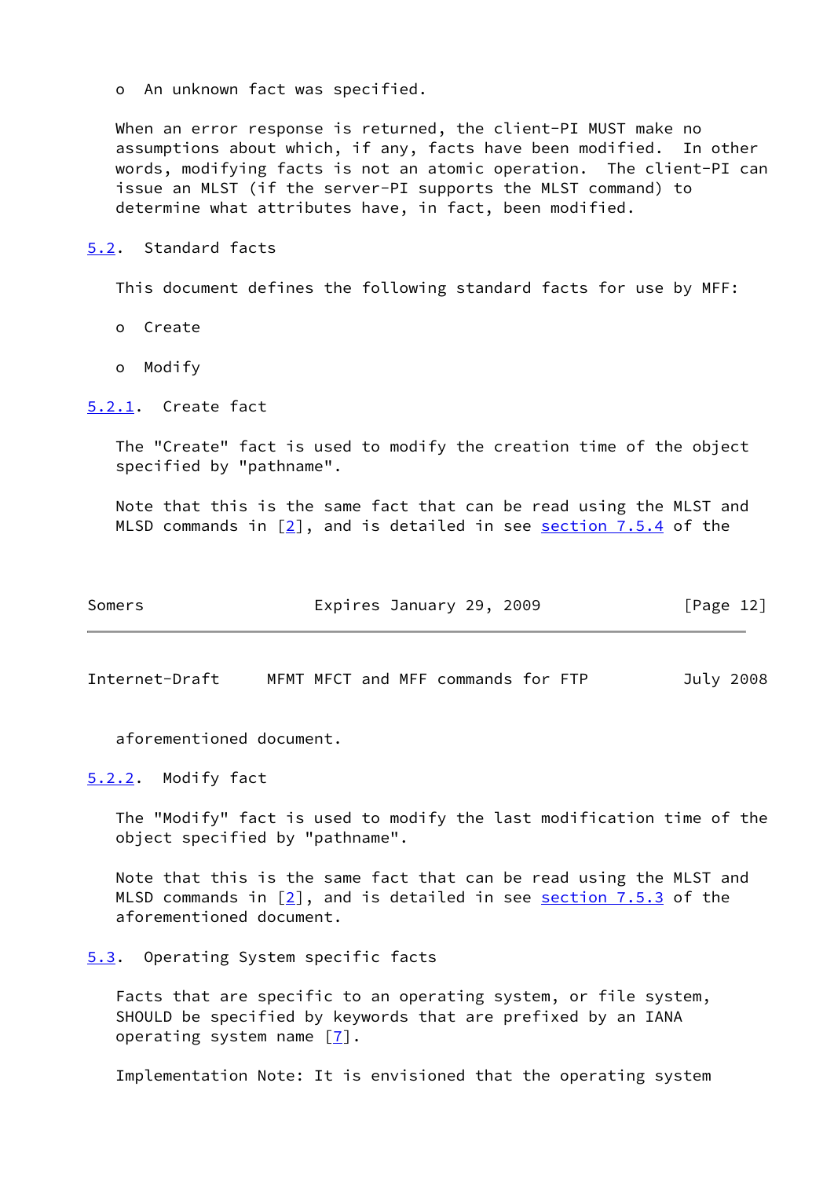- An unknown fact was specified.

When an error response is returned, the client-PI MUST make no assumptions about which, if any, facts have been modified. In other words, modifying facts is not an atomic operation. The client-PI can issue an MLST (if the server-PI supports the MLST command) to determine what attributes have, in fact, been modified.

## 5.2. Standard facts

This document defines the following standard facts for use by MFF:

- Create
- Modify

### 5.2.1. Create fact

The "Create" fact is used to modify the creation time of the object specified by "pathname".

Note that this is the same fact that can be read using the MLST and MLSD commands in [2], and is detailed in see section 7.5.4 of the aforementioned document.

### 5.2.2. Modify fact

The "Modify" fact is used to modify the last modification time of the object specified by "pathname".

Note that this is the same fact that can be read using the MLST and MLSD commands in [2], and is detailed in see section 7.5.3 of the aforementioned document.

## 5.3. Operating System specific facts

Facts that are specific to an operating system, or file system, SHOULD be specified by keywords that are prefixed by an IANA operating system name [7].

Implementation Note: It is envisioned that the operating system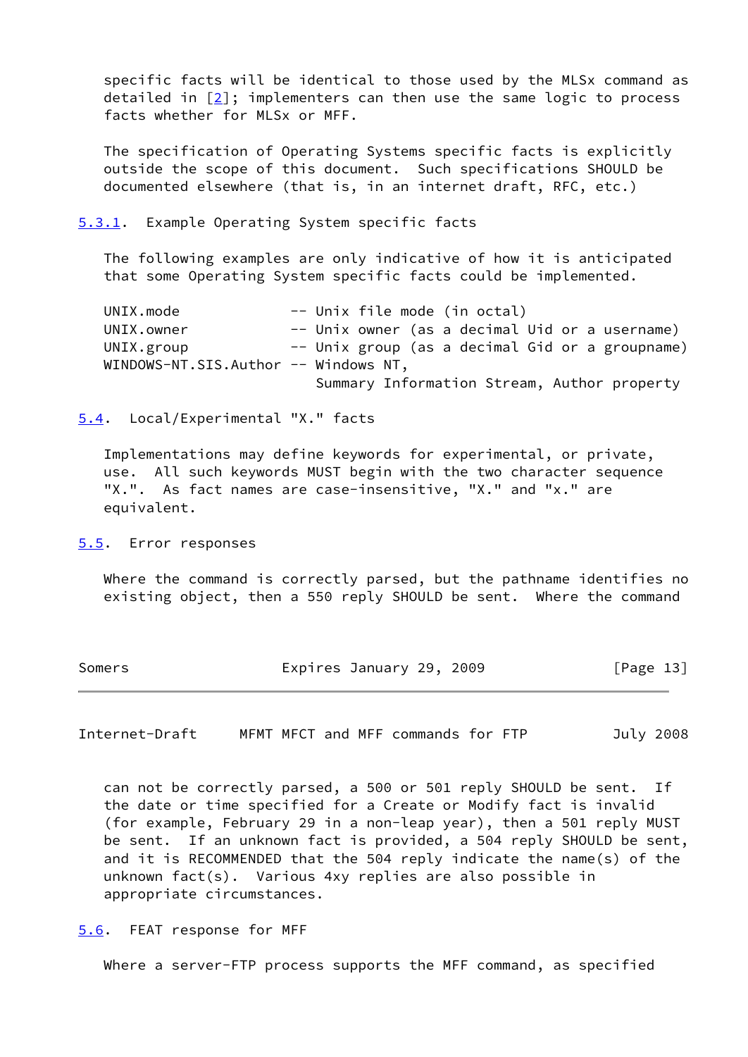specific facts will be identical to those used by the MLSx command as detailed in [2]; implementers can then use the same logic to process facts whether for MLSx or MFF.

The specification of Operating Systems specific facts is explicitly outside the scope of this document. Such specifications SHOULD be documented elsewhere (that is, in an internet draft, RFC, etc.)

### 5.3.1. Example Operating System specific facts

The following examples are only indicative of how it is anticipated that some Operating System specific facts could be implemented.

```
UNIX.mode             -- Unix file mode (in octal)
UNIX.owner            -- Unix owner (as a decimal Uid or a username)
UNIX.group            -- Unix group (as a decimal Gid or a groupname)
WINDOWS-NT.SIS.Author -- Windows NT,
                         Summary Information Stream, Author property
```

## 5.4. Local/Experimental "X." facts

Implementations may define keywords for experimental, or private, use. All such keywords MUST begin with the two character sequence "X.". As fact names are case-insensitive, "X." and "x." are equivalent.

## 5.5. Error responses

Where the command is correctly parsed, but the pathname identifies no existing object, then a 550 reply SHOULD be sent. Where the command can not be correctly parsed, a 500 or 501 reply SHOULD be sent. If the date or time specified for a Create or Modify fact is invalid (for example, February 29 in a non-leap year), then a 501 reply MUST be sent. If an unknown fact is provided, a 504 reply SHOULD be sent, and it is RECOMMENDED that the 504 reply indicate the name(s) of the unknown fact(s). Various 4xy replies are also possible in appropriate circumstances.

## 5.6. FEAT response for MFF

Where a server-FTP process supports the MFF command, as specified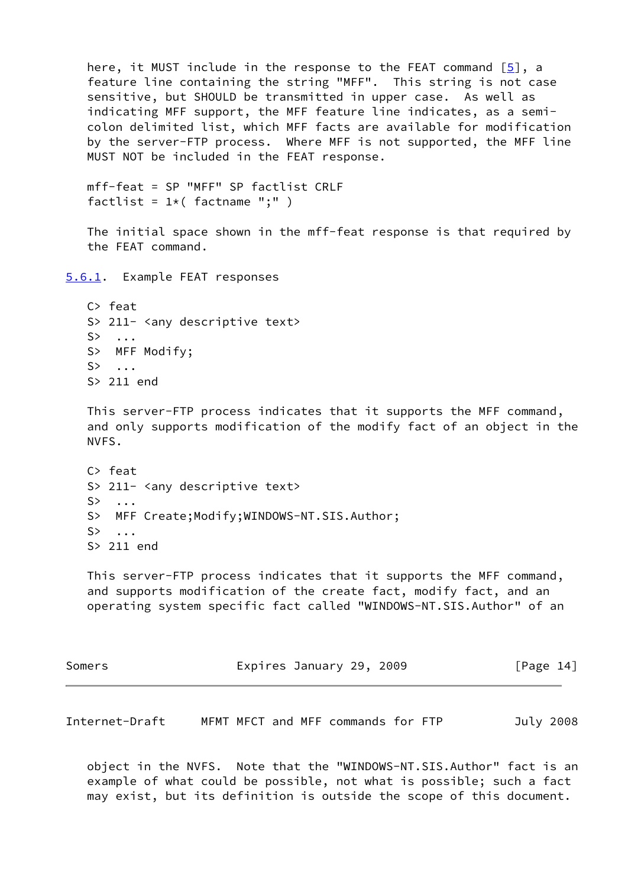here, it MUST include in the response to the FEAT command [5], a feature line containing the string "MFF". This string is not case sensitive, but SHOULD be transmitted in upper case. As well as indicating MFF support, the MFF feature line indicates, as a semi-colon delimited list, which MFF facts are available for modification by the server-FTP process. Where MFF is not supported, the MFF line MUST NOT be included in the FEAT response.

```
mff-feat = SP "MFF" SP factlist CRLF
factlist = 1*( factname ";" )
```

The initial space shown in the mff-feat response is that required by the FEAT command.

### 5.6.1. Example FEAT responses

```
C> feat
S> 211- <any descriptive text>
S>  ...
S>  MFF Modify;
S>  ...
S> 211 end
```

This server-FTP process indicates that it supports the MFF command, and only supports modification of the modify fact of an object in the NVFS.

```
C> feat
S> 211- <any descriptive text>
S>  ...
S>  MFF Create;Modify;WINDOWS-NT.SIS.Author;
S>  ...
S> 211 end
```

This server-FTP process indicates that it supports the MFF command, and supports modification of the create fact, modify fact, and an operating system specific fact called "WINDOWS-NT.SIS.Author" of an object in the NVFS. Note that the "WINDOWS-NT.SIS.Author" fact is an example of what could be possible, not what is possible; such a fact may exist, but its definition is outside the scope of this document.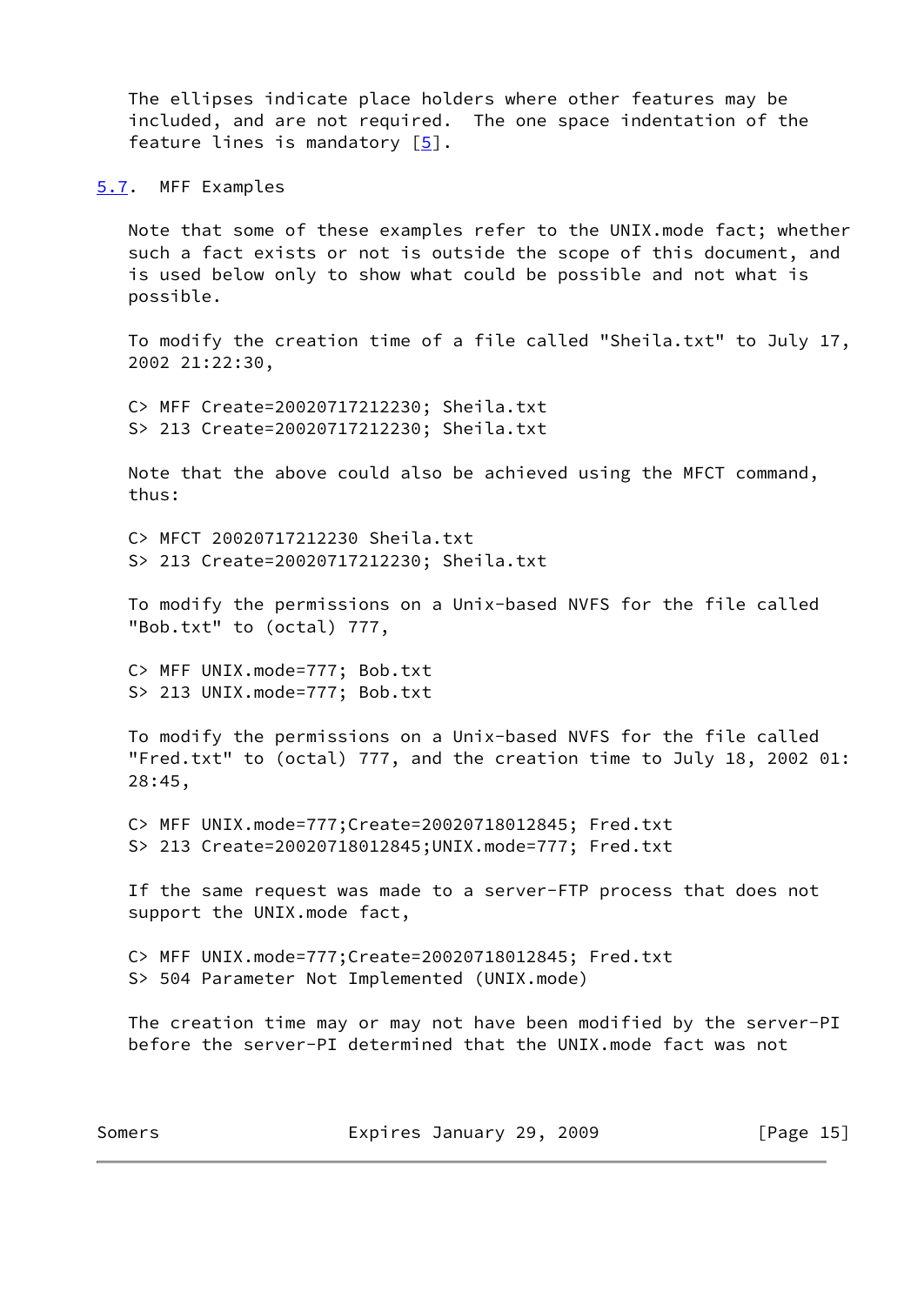The ellipses indicate place holders where other features may be included, and are not required. The one space indentation of the feature lines is mandatory [5].

### 5.7. MFF Examples

Note that some of these examples refer to the UNIX.mode fact; whether such a fact exists or not is outside the scope of this document, and is used below only to show what could be possible and not what is possible.

To modify the creation time of a file called "Sheila.txt" to July 17, 2002 21:22:30,

```
C> MFF Create=20020717212230; Sheila.txt
S> 213 Create=20020717212230; Sheila.txt
```

Note that the above could also be achieved using the MFCT command, thus:

```
C> MFCT 20020717212230 Sheila.txt
S> 213 Create=20020717212230; Sheila.txt
```

To modify the permissions on a Unix-based NVFS for the file called "Bob.txt" to (octal) 777,

```
C> MFF UNIX.mode=777; Bob.txt
S> 213 UNIX.mode=777; Bob.txt
```

To modify the permissions on a Unix-based NVFS for the file called "Fred.txt" to (octal) 777, and the creation time to July 18, 2002 01:28:45,

```
C> MFF UNIX.mode=777;Create=20020718012845; Fred.txt
S> 213 Create=20020718012845;UNIX.mode=777; Fred.txt
```

If the same request was made to a server-FTP process that does not support the UNIX.mode fact,

```
C> MFF UNIX.mode=777;Create=20020718012845; Fred.txt
S> 504 Parameter Not Implemented (UNIX.mode)
```

The creation time may or may not have been modified by the server-PI before the server-PI determined that the UNIX.mode fact was not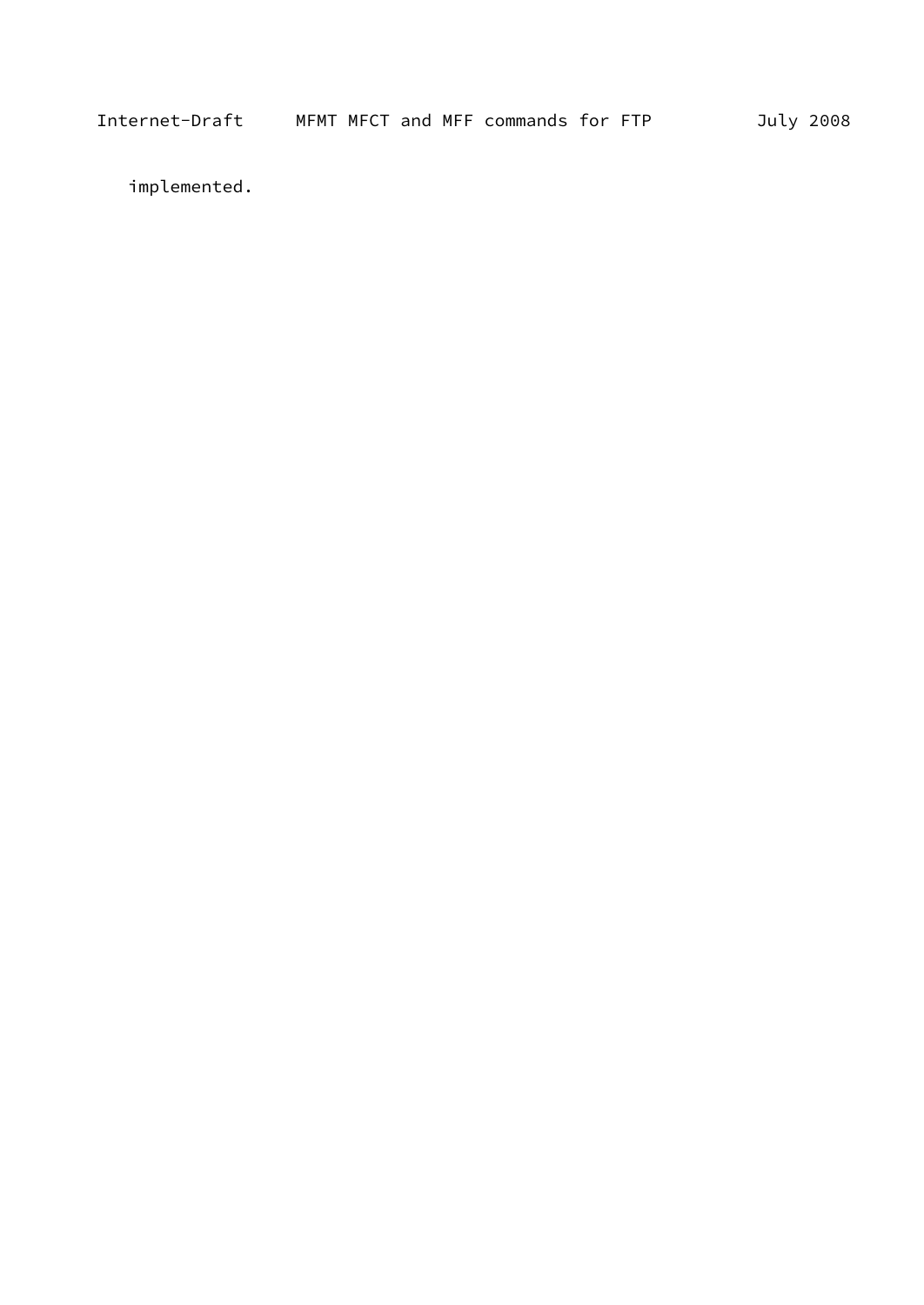implemented.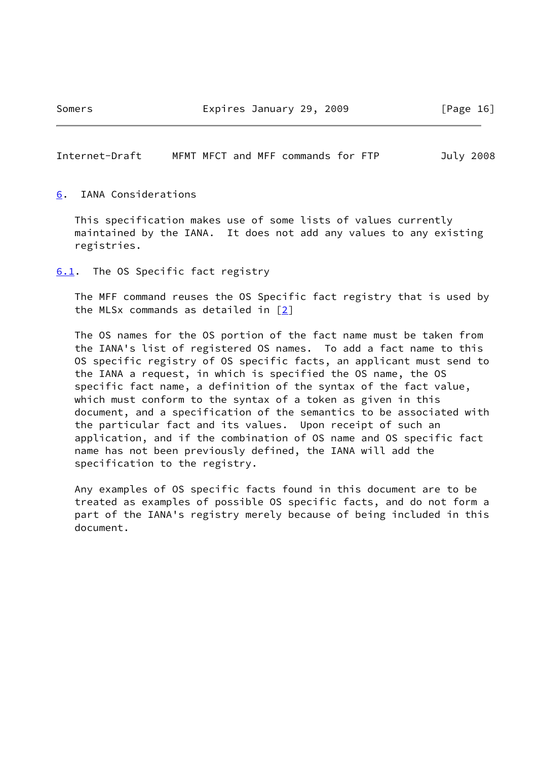## 6. IANA Considerations

This specification makes use of some lists of values currently maintained by the IANA. It does not add any values to any existing registries.

### 6.1. The OS Specific fact registry

The MFF command reuses the OS Specific fact registry that is used by the MLSx commands as detailed in [2]

The OS names for the OS portion of the fact name must be taken from the IANA's list of registered OS names. To add a fact name to this OS specific registry of OS specific facts, an applicant must send to the IANA a request, in which is specified the OS name, the OS specific fact name, a definition of the syntax of the fact value, which must conform to the syntax of a token as given in this document, and a specification of the semantics to be associated with the particular fact and its values. Upon receipt of such an application, and if the combination of OS name and OS specific fact name has not been previously defined, the IANA will add the specification to the registry.

Any examples of OS specific facts found in this document are to be treated as examples of possible OS specific facts, and do not form a part of the IANA's registry merely because of being included in this document.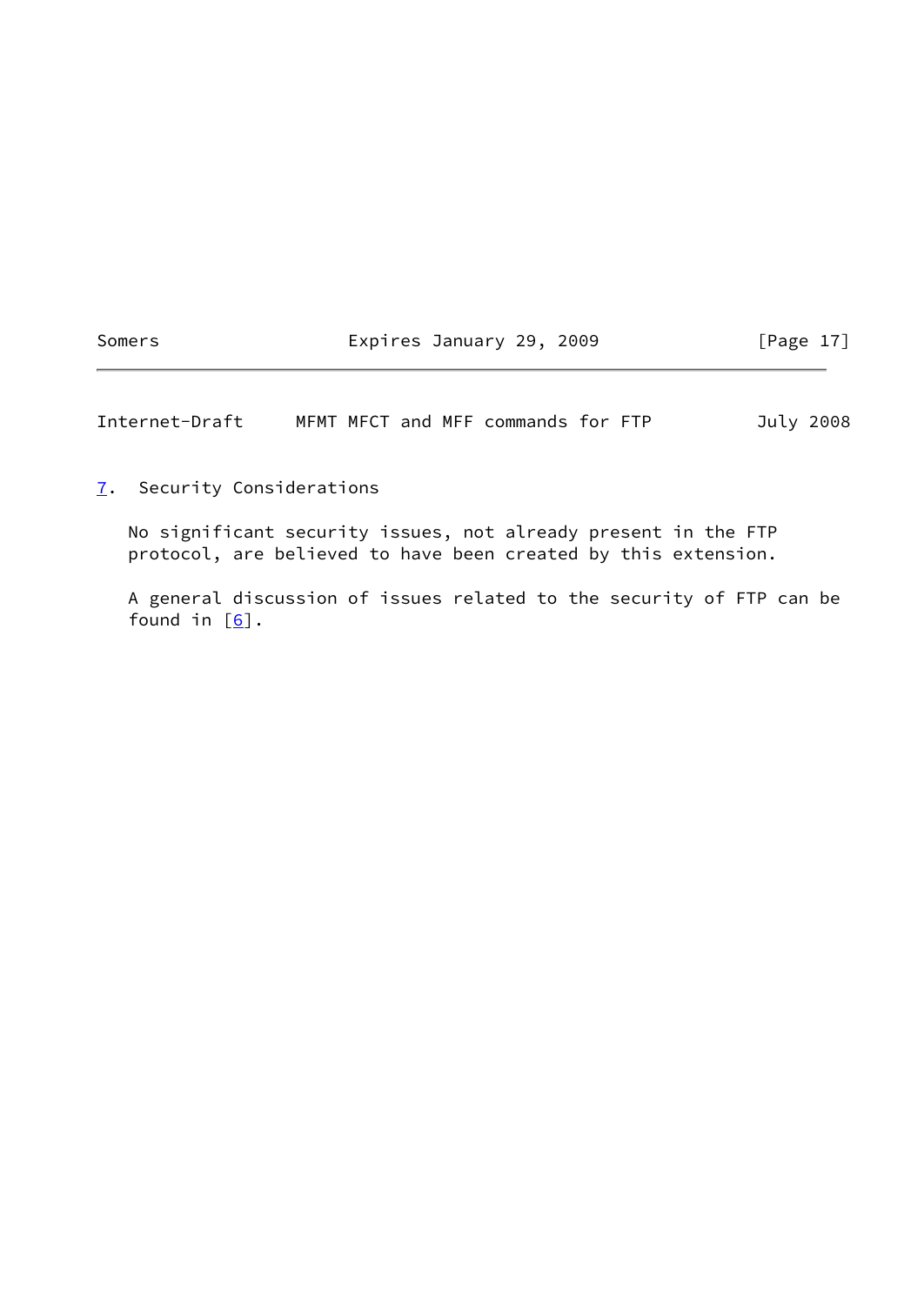## 7. Security Considerations

No significant security issues, not already present in the FTP protocol, are believed to have been created by this extension.

A general discussion of issues related to the security of FTP can be found in [6].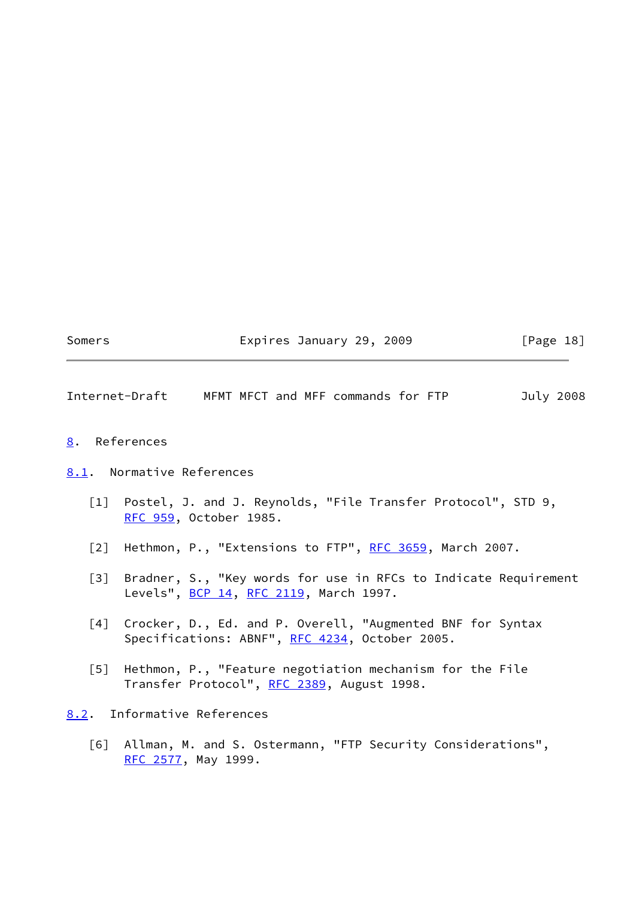# 8. References

## 8.1. Normative References

[1] Postel, J. and J. Reynolds, "File Transfer Protocol", STD 9, RFC 959, October 1985.

[2] Hethmon, P., "Extensions to FTP", RFC 3659, March 2007.

[3] Bradner, S., "Key words for use in RFCs to Indicate Requirement Levels", BCP 14, RFC 2119, March 1997.

[4] Crocker, D., Ed. and P. Overell, "Augmented BNF for Syntax Specifications: ABNF", RFC 4234, October 2005.

[5] Hethmon, P., "Feature negotiation mechanism for the File Transfer Protocol", RFC 2389, August 1998.

## 8.2. Informative References

[6] Allman, M. and S. Ostermann, "FTP Security Considerations", RFC 2577, May 1999.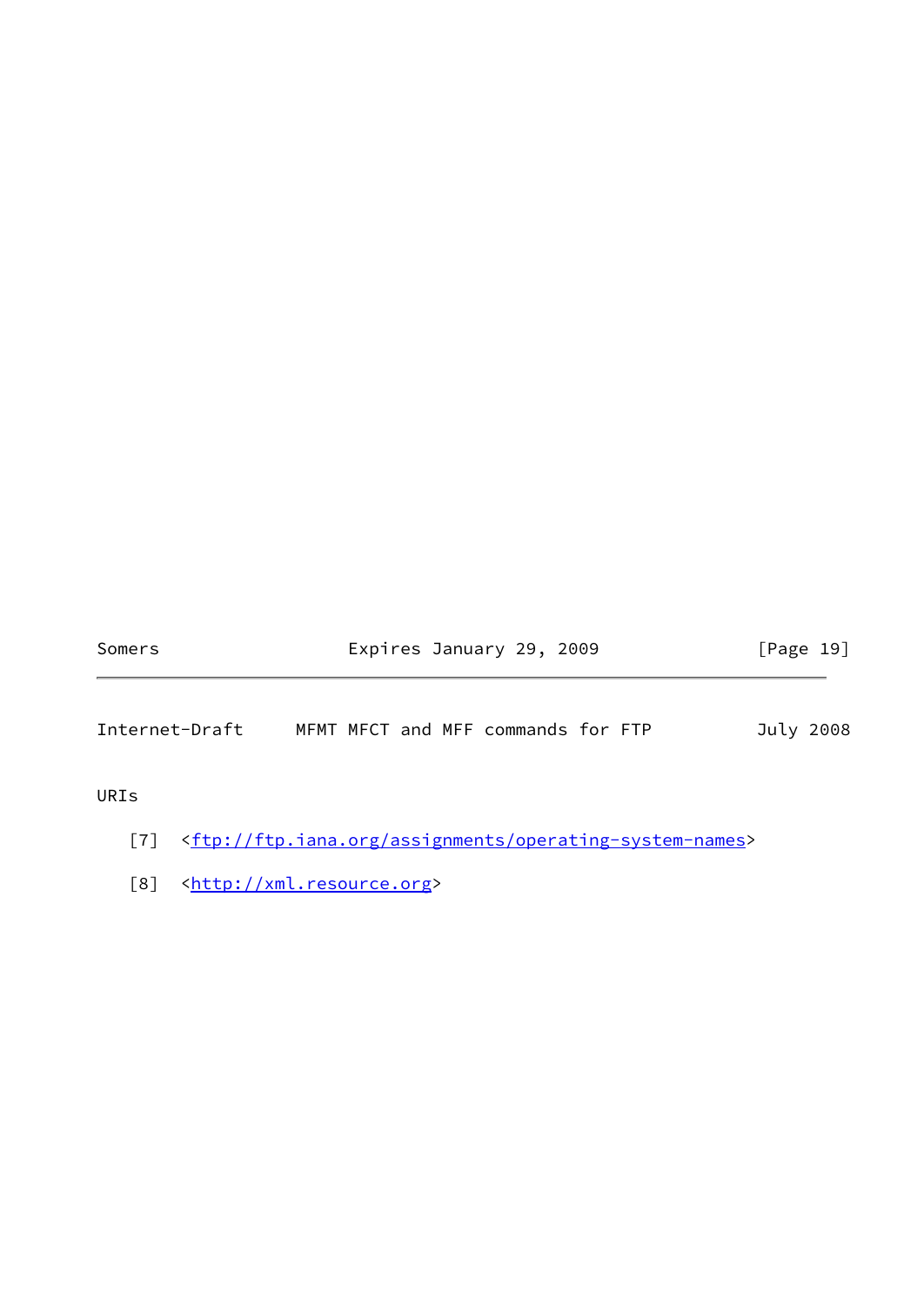URIs

[7] <ftp://ftp.iana.org/assignments/operating-system-names>

[8] <http://xml.resource.org>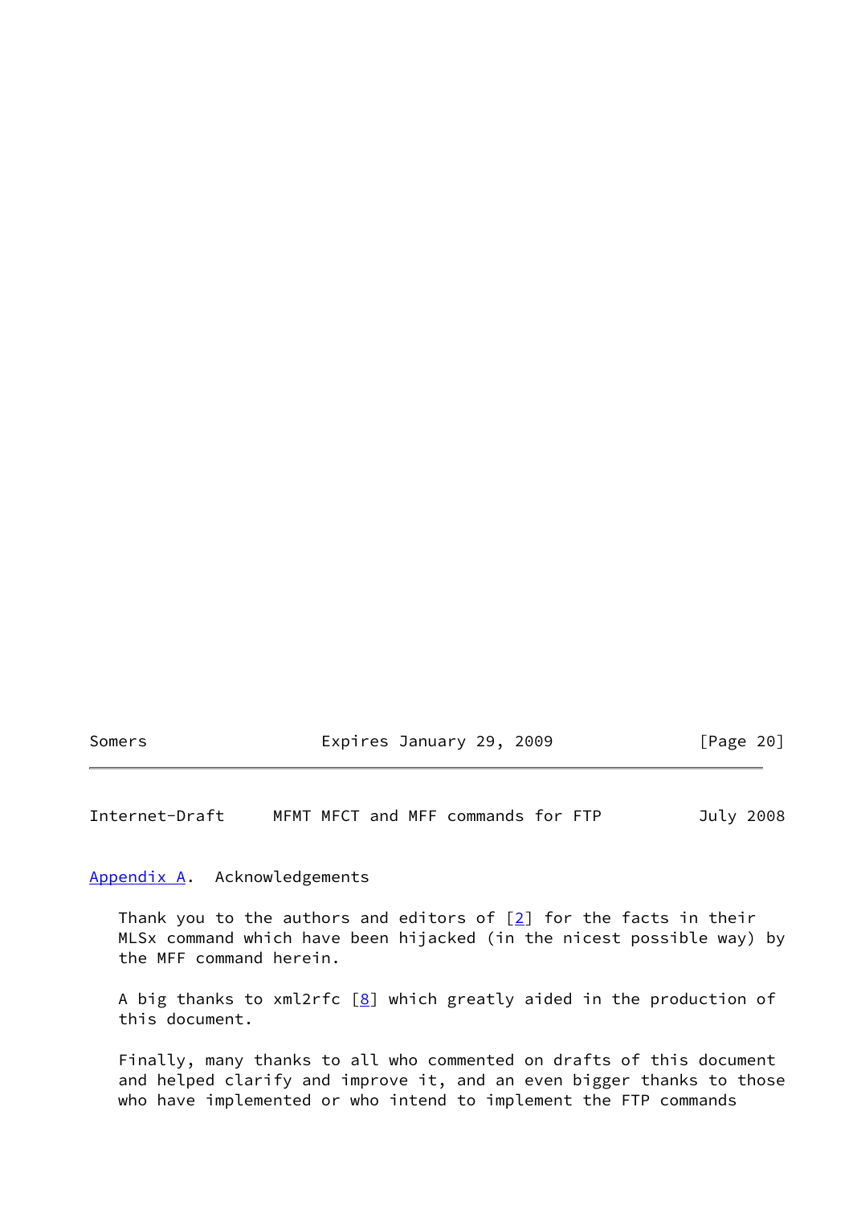## Appendix A. Acknowledgements

Thank you to the authors and editors of [2] for the facts in their MLSx command which have been hijacked (in the nicest possible way) by the MFF command herein.

A big thanks to xml2rfc [8] which greatly aided in the production of this document.

Finally, many thanks to all who commented on drafts of this document and helped clarify and improve it, and an even bigger thanks to those who have implemented or who intend to implement the FTP commands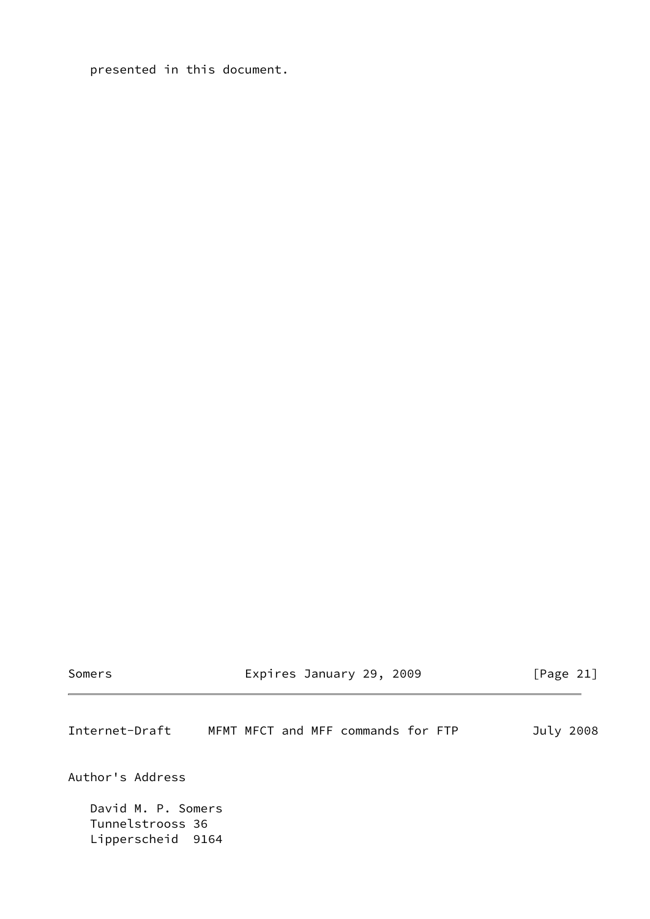presented in this document.

## Author's Address

David M. P. Somers
Tunnelstrooss 36
Lipperscheid  9164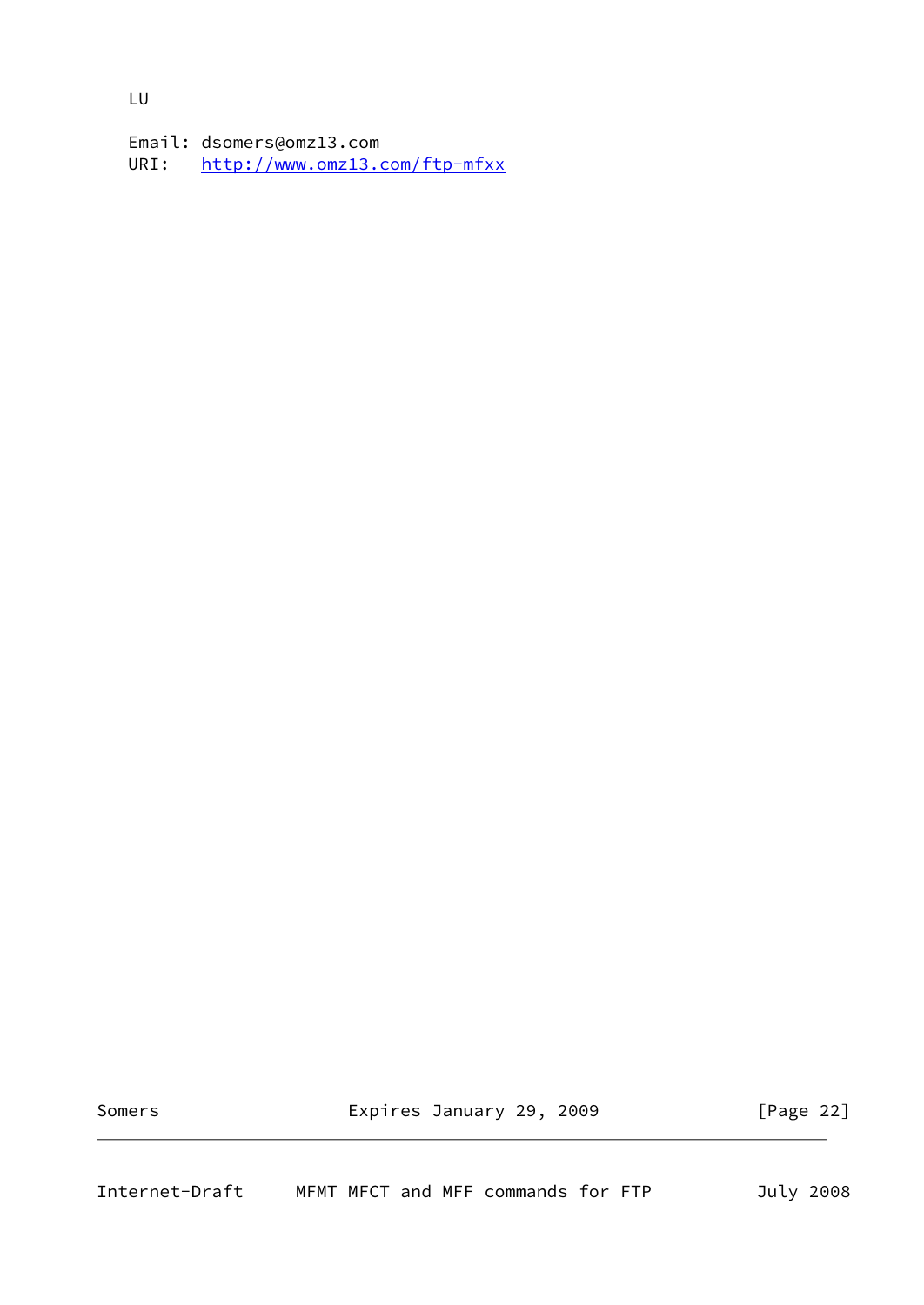LU

Email: dsomers@omz13.com
URI:   http://www.omz13.com/ftp-mfxx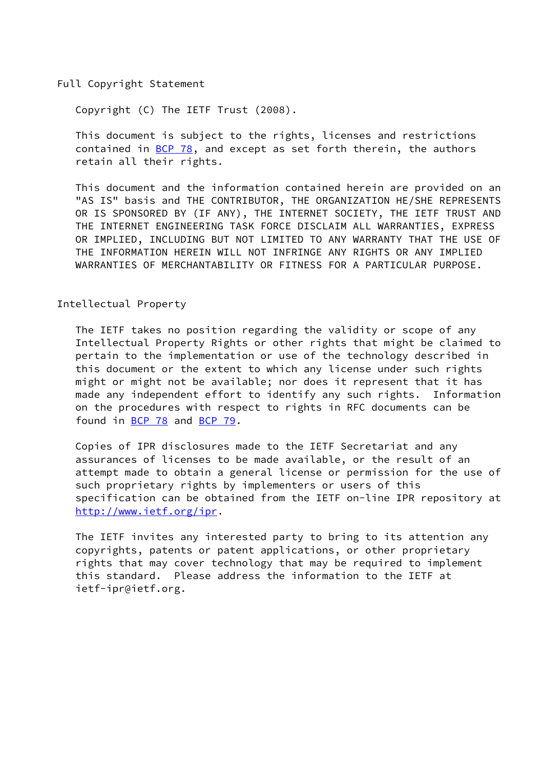## Full Copyright Statement

Copyright (C) The IETF Trust (2008).

This document is subject to the rights, licenses and restrictions contained in BCP 78, and except as set forth therein, the authors retain all their rights.

This document and the information contained herein are provided on an "AS IS" basis and THE CONTRIBUTOR, THE ORGANIZATION HE/SHE REPRESENTS OR IS SPONSORED BY (IF ANY), THE INTERNET SOCIETY, THE IETF TRUST AND THE INTERNET ENGINEERING TASK FORCE DISCLAIM ALL WARRANTIES, EXPRESS OR IMPLIED, INCLUDING BUT NOT LIMITED TO ANY WARRANTY THAT THE USE OF THE INFORMATION HEREIN WILL NOT INFRINGE ANY RIGHTS OR ANY IMPLIED WARRANTIES OF MERCHANTABILITY OR FITNESS FOR A PARTICULAR PURPOSE.

## Intellectual Property

The IETF takes no position regarding the validity or scope of any Intellectual Property Rights or other rights that might be claimed to pertain to the implementation or use of the technology described in this document or the extent to which any license under such rights might or might not be available; nor does it represent that it has made any independent effort to identify any such rights. Information on the procedures with respect to rights in RFC documents can be found in BCP 78 and BCP 79.

Copies of IPR disclosures made to the IETF Secretariat and any assurances of licenses to be made available, or the result of an attempt made to obtain a general license or permission for the use of such proprietary rights by implementers or users of this specification can be obtained from the IETF on-line IPR repository at http://www.ietf.org/ipr.

The IETF invites any interested party to bring to its attention any copyrights, patents or patent applications, or other proprietary rights that may cover technology that may be required to implement this standard. Please address the information to the IETF at ietf-ipr@ietf.org.